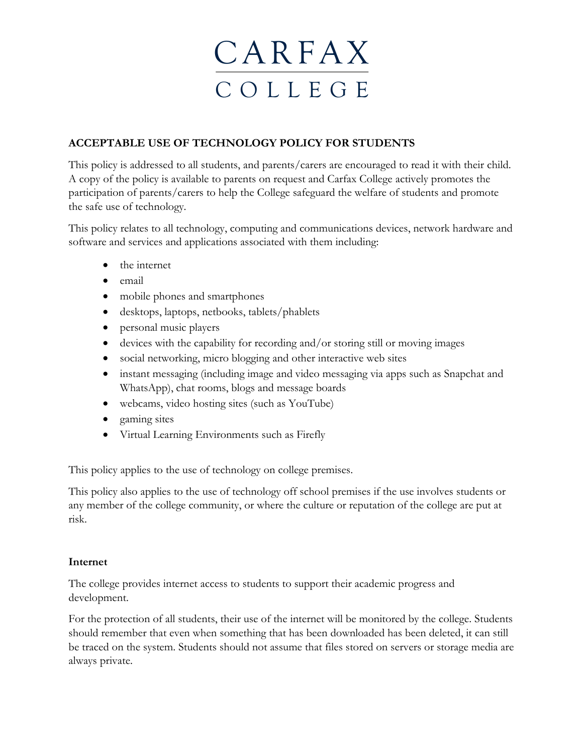# CARFAX COLLEGE

## ACCEPTABLE USE OF TECHNOLOGY POLICY FOR STUDENTS

This policy is addressed to all students, and parents/carers are encouraged to read it with their child. A copy of the policy is available to parents on request and Carfax College actively promotes the participation of parents/carers to help the College safeguard the welfare of students and promote the safe use of technology.

This policy relates to all technology, computing and communications devices, network hardware and software and services and applications associated with them including:

- the internet
- email
- mobile phones and smartphones
- desktops, laptops, netbooks, tablets/phablets
- personal music players
- devices with the capability for recording and/or storing still or moving images
- social networking, micro blogging and other interactive web sites
- instant messaging (including image and video messaging via apps such as Snapchat and WhatsApp), chat rooms, blogs and message boards
- webcams, video hosting sites (such as YouTube)
- gaming sites
- Virtual Learning Environments such as Firefly

This policy applies to the use of technology on college premises.

This policy also applies to the use of technology off school premises if the use involves students or any member of the college community, or where the culture or reputation of the college are put at risk.

### Internet

The college provides internet access to students to support their academic progress and development.

For the protection of all students, their use of the internet will be monitored by the college. Students should remember that even when something that has been downloaded has been deleted, it can still be traced on the system. Students should not assume that files stored on servers or storage media are always private.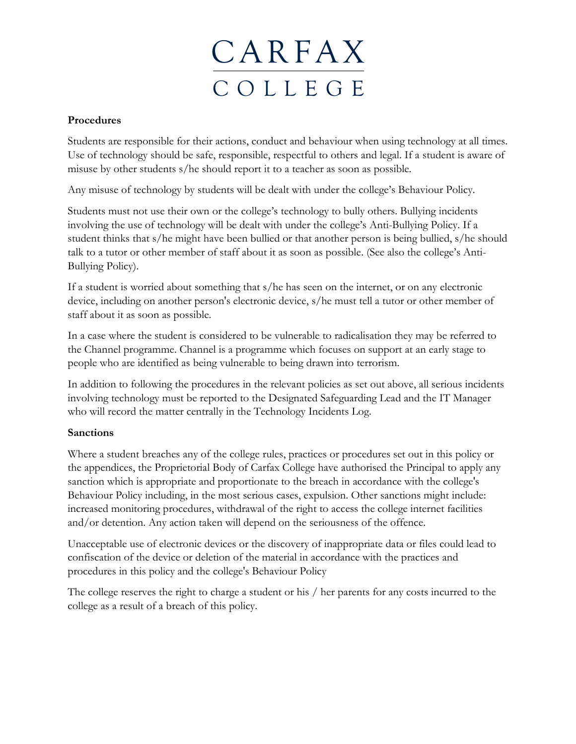**Procedures**

Students are responsible for their actions, conduct and behaviour when using technology at all times. Use of technology should be safe, responsible, respectful to others and legal. If a student is aware of misuse by other students s/he should report it to a teacher as soon as possible.

Any misuse of technology by students will be dealt with under the college's Behaviour Policy.

Students must not use their own or the college's technology to bully others. Bullying incidents involving the use of technology will be dealt with under the college's Anti-Bullying Policy. If a student thinks that s/he might have been bullied or that another person is being bullied, s/he should talk to a tutor or other member of staff about it as soon as possible. (See also the college's Anti-Bullying Policy).

If a student is worried about something that s/he has seen on the internet, or on any electronic device, including on another person's electronic device, s/he must tell a tutor or other member of staff about it as soon as possible.

In a case where the student is considered to be vulnerable to radicalisation they may be referred to the Channel programme. Channel is a programme which focuses on support at an early stage to people who are identified as being vulnerable to being drawn into terrorism.

In addition to following the procedures in the relevant policies as set out above, all serious incidents involving technology must be reported to the Designated Safeguarding Lead and the IT Manager who will record the matter centrally in the Technology Incidents Log.

**Sanctions**

Where a student breaches any of the college rules, practices or procedures set out in this policy or the appendices, the Proprietorial Body of Carfax College have authorised the Principal to apply any sanction which is appropriate and proportionate to the breach in accordance with the college's Behaviour Policy including, in the most serious cases, expulsion. Other sanctions might include: increased monitoring procedures, withdrawal of the right to access the college internet facilities and/or detention. Any action taken will depend on the seriousness of the offence.

Unacceptable use of electronic devices or the discovery of inappropriate data or files could lead to confiscation of the device or deletion of the material in accordance with the practices and procedures in this policy and the college's Behaviour Policy

The college reserves the right to charge a student or his / her parents for any costs incurred to the college as a result of a breach of this policy.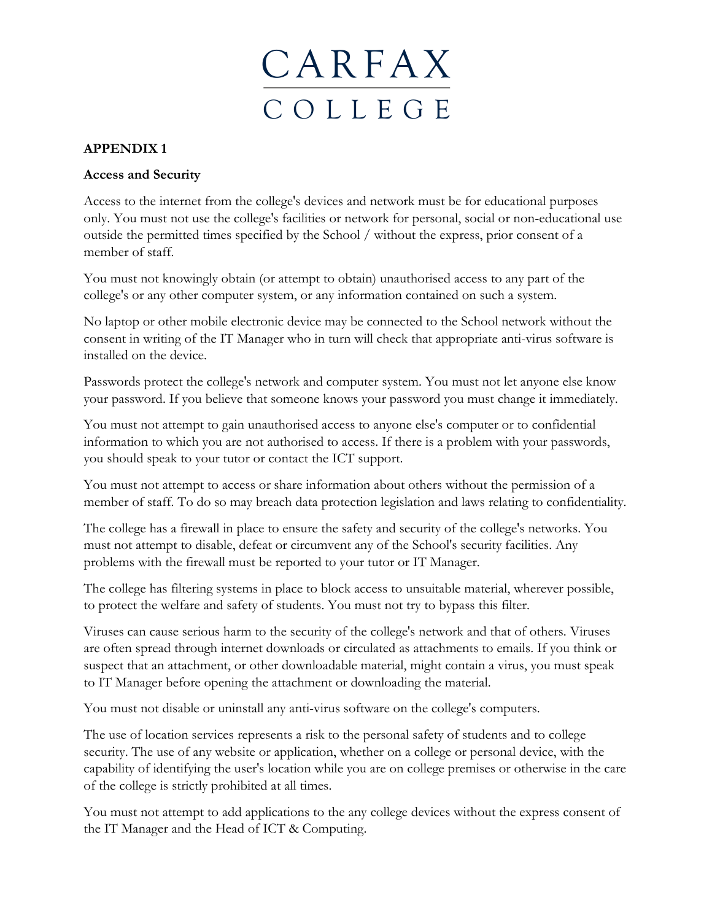## APPENDIX 1

**Access and Security**

Access to the internet from the college's devices and network must be for educational purposes only. You must not use the college's facilities or network for personal, social or non-educational use outside the permitted times specified by the School / without the express, prior consent of a member of staff.

You must not knowingly obtain (or attempt to obtain) unauthorised access to any part of the college's or any other computer system, or any information contained on such a system.

No laptop or other mobile electronic device may be connected to the School network without the consent in writing of the IT Manager who in turn will check that appropriate anti-virus software is installed on the device.

Passwords protect the college's network and computer system. You must not let anyone else know your password. If you believe that someone knows your password you must change it immediately.

You must not attempt to gain unauthorised access to anyone else's computer or to confidential information to which you are not authorised to access. If there is a problem with your passwords, you should speak to your tutor or contact the ICT support.

You must not attempt to access or share information about others without the permission of a member of staff. To do so may breach data protection legislation and laws relating to confidentiality.

The college has a firewall in place to ensure the safety and security of the college's networks. You must not attempt to disable, defeat or circumvent any of the School's security facilities. Any problems with the firewall must be reported to your tutor or IT Manager.

The college has filtering systems in place to block access to unsuitable material, wherever possible, to protect the welfare and safety of students. You must not try to bypass this filter.

Viruses can cause serious harm to the security of the college's network and that of others. Viruses are often spread through internet downloads or circulated as attachments to emails. If you think or suspect that an attachment, or other downloadable material, might contain a virus, you must speak to IT Manager before opening the attachment or downloading the material.

You must not disable or uninstall any anti-virus software on the college's computers.

The use of location services represents a risk to the personal safety of students and to college security. The use of any website or application, whether on a college or personal device, with the capability of identifying the user's location while you are on college premises or otherwise in the care of the college is strictly prohibited at all times.

You must not attempt to add applications to the any college devices without the express consent of the IT Manager and the Head of ICT & Computing.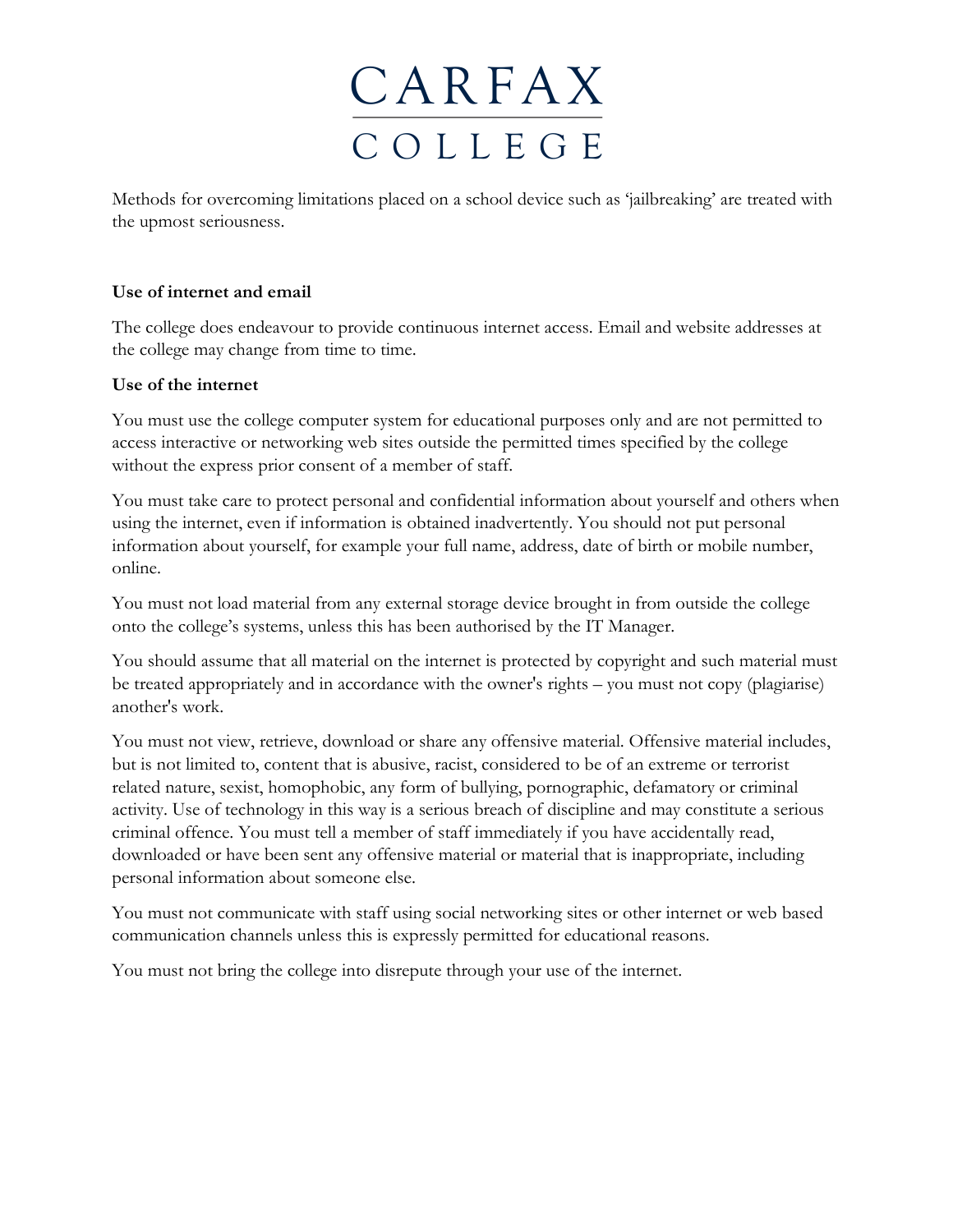Methods for overcoming limitations placed on a school device such as 'jailbreaking' are treated with the upmost seriousness.

**Use of internet and email**

The college does endeavour to provide continuous internet access. Email and website addresses at the college may change from time to time.

**Use of the internet**

You must use the college computer system for educational purposes only and are not permitted to access interactive or networking web sites outside the permitted times specified by the college without the express prior consent of a member of staff.

You must take care to protect personal and confidential information about yourself and others when using the internet, even if information is obtained inadvertently. You should not put personal information about yourself, for example your full name, address, date of birth or mobile number, online.

You must not load material from any external storage device brought in from outside the college onto the college's systems, unless this has been authorised by the IT Manager.

You should assume that all material on the internet is protected by copyright and such material must be treated appropriately and in accordance with the owner's rights – you must not copy (plagiarise) another's work.

You must not view, retrieve, download or share any offensive material. Offensive material includes, but is not limited to, content that is abusive, racist, considered to be of an extreme or terrorist related nature, sexist, homophobic, any form of bullying, pornographic, defamatory or criminal activity. Use of technology in this way is a serious breach of discipline and may constitute a serious criminal offence. You must tell a member of staff immediately if you have accidentally read, downloaded or have been sent any offensive material or material that is inappropriate, including personal information about someone else.

You must not communicate with staff using social networking sites or other internet or web based communication channels unless this is expressly permitted for educational reasons.

You must not bring the college into disrepute through your use of the internet.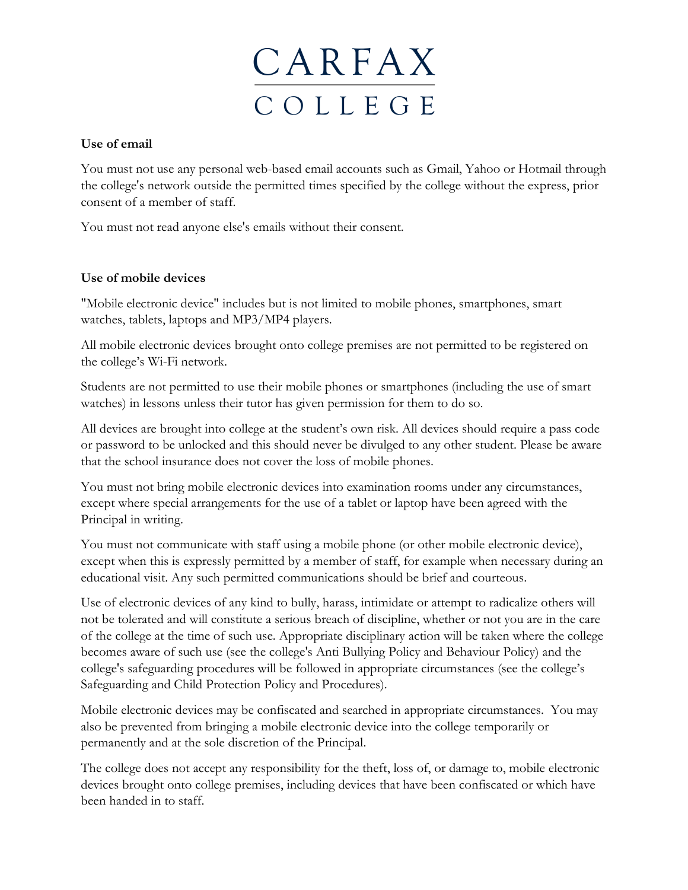**Use of email**

You must not use any personal web-based email accounts such as Gmail, Yahoo or Hotmail through the college's network outside the permitted times specified by the college without the express, prior consent of a member of staff.

You must not read anyone else's emails without their consent.

**Use of mobile devices**

"Mobile electronic device" includes but is not limited to mobile phones, smartphones, smart watches, tablets, laptops and MP3/MP4 players.

All mobile electronic devices brought onto college premises are not permitted to be registered on the college's Wi-Fi network.

Students are not permitted to use their mobile phones or smartphones (including the use of smart watches) in lessons unless their tutor has given permission for them to do so.

All devices are brought into college at the student's own risk. All devices should require a pass code or password to be unlocked and this should never be divulged to any other student. Please be aware that the school insurance does not cover the loss of mobile phones.

You must not bring mobile electronic devices into examination rooms under any circumstances, except where special arrangements for the use of a tablet or laptop have been agreed with the Principal in writing.

You must not communicate with staff using a mobile phone (or other mobile electronic device), except when this is expressly permitted by a member of staff, for example when necessary during an educational visit. Any such permitted communications should be brief and courteous.

Use of electronic devices of any kind to bully, harass, intimidate or attempt to radicalize others will not be tolerated and will constitute a serious breach of discipline, whether or not you are in the care of the college at the time of such use. Appropriate disciplinary action will be taken where the college becomes aware of such use (see the college's Anti Bullying Policy and Behaviour Policy) and the college's safeguarding procedures will be followed in appropriate circumstances (see the college's Safeguarding and Child Protection Policy and Procedures).

Mobile electronic devices may be confiscated and searched in appropriate circumstances. You may also be prevented from bringing a mobile electronic device into the college temporarily or permanently and at the sole discretion of the Principal.

The college does not accept any responsibility for the theft, loss of, or damage to, mobile electronic devices brought onto college premises, including devices that have been confiscated or which have been handed in to staff.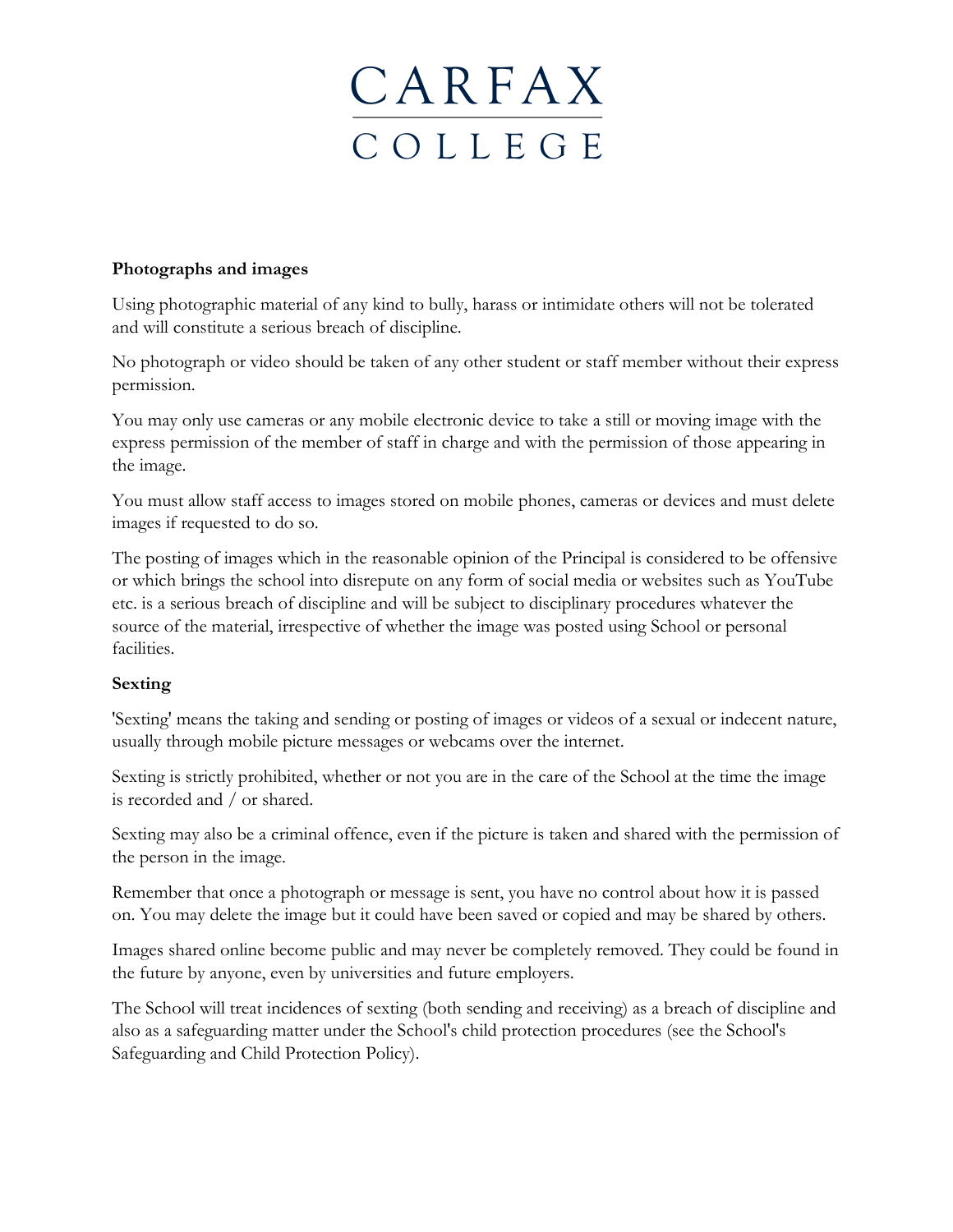**Photographs and images**

Using photographic material of any kind to bully, harass or intimidate others will not be tolerated and will constitute a serious breach of discipline.

No photograph or video should be taken of any other student or staff member without their express permission.

You may only use cameras or any mobile electronic device to take a still or moving image with the express permission of the member of staff in charge and with the permission of those appearing in the image.

You must allow staff access to images stored on mobile phones, cameras or devices and must delete images if requested to do so.

The posting of images which in the reasonable opinion of the Principal is considered to be offensive or which brings the school into disrepute on any form of social media or websites such as YouTube etc. is a serious breach of discipline and will be subject to disciplinary procedures whatever the source of the material, irrespective of whether the image was posted using School or personal facilities.

**Sexting**

'Sexting' means the taking and sending or posting of images or videos of a sexual or indecent nature, usually through mobile picture messages or webcams over the internet.

Sexting is strictly prohibited, whether or not you are in the care of the School at the time the image is recorded and / or shared.

Sexting may also be a criminal offence, even if the picture is taken and shared with the permission of the person in the image.

Remember that once a photograph or message is sent, you have no control about how it is passed on. You may delete the image but it could have been saved or copied and may be shared by others.

Images shared online become public and may never be completely removed. They could be found in the future by anyone, even by universities and future employers.

The School will treat incidences of sexting (both sending and receiving) as a breach of discipline and also as a safeguarding matter under the School's child protection procedures (see the School's Safeguarding and Child Protection Policy).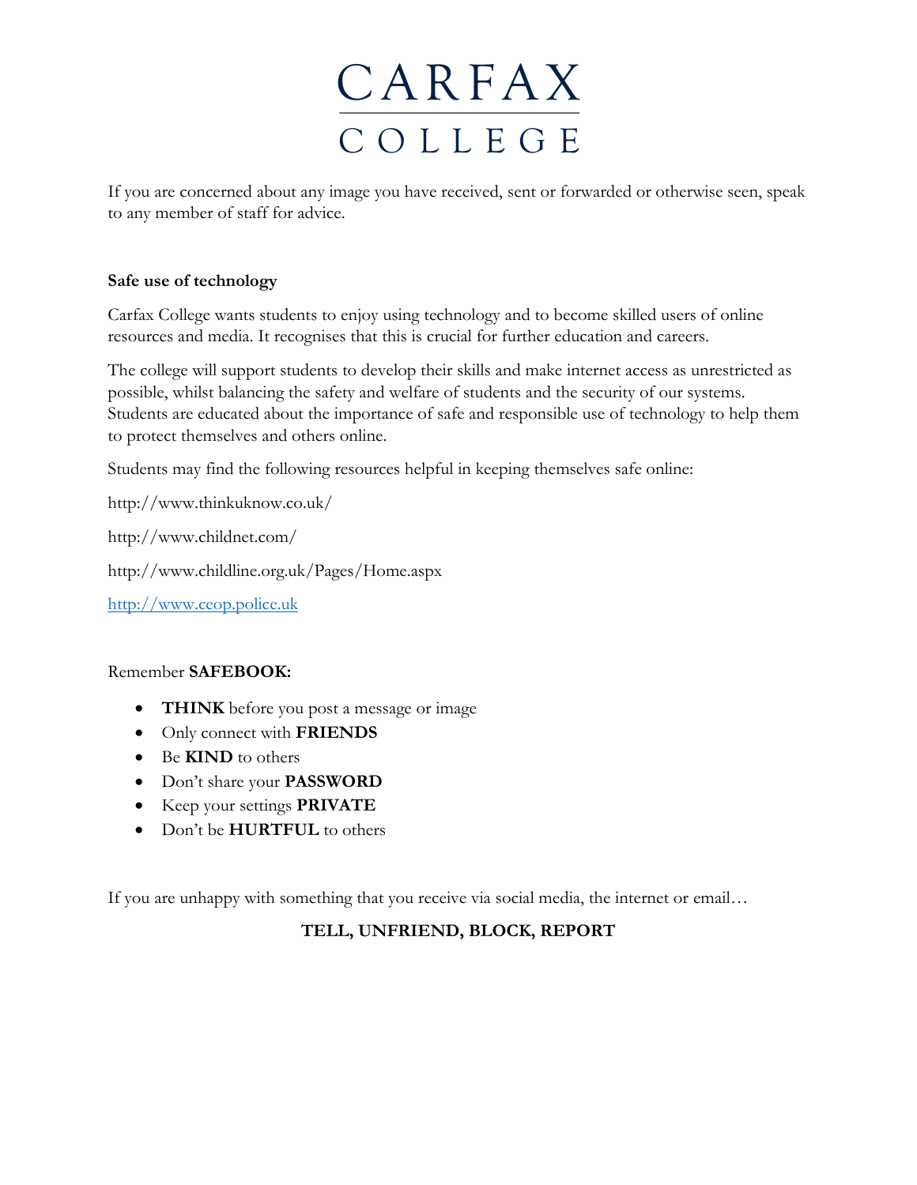# CARFAX COLLEGE

If you are concerned about any image you have received, sent or forwarded or otherwise seen, speak to any member of staff for advice.

**Safe use of technology**

Carfax College wants students to enjoy using technology and to become skilled users of online resources and media. It recognises that this is crucial for further education and careers.

The college will support students to develop their skills and make internet access as unrestricted as possible, whilst balancing the safety and welfare of students and the security of our systems. Students are educated about the importance of safe and responsible use of technology to help them to protect themselves and others online.

Students may find the following resources helpful in keeping themselves safe online:

http://www.thinkuknow.co.uk/

http://www.childnet.com/

http://www.childline.org.uk/Pages/Home.aspx

http://www.ceop.police.uk

Remember **SAFEBOOK:**

- **THINK** before you post a message or image
- Only connect with **FRIENDS**
- Be **KIND** to others
- Don't share your **PASSWORD**
- Keep your settings **PRIVATE**
- Don't be **HURTFUL** to others

If you are unhappy with something that you receive via social media, the internet or email…

**TELL, UNFRIEND, BLOCK, REPORT**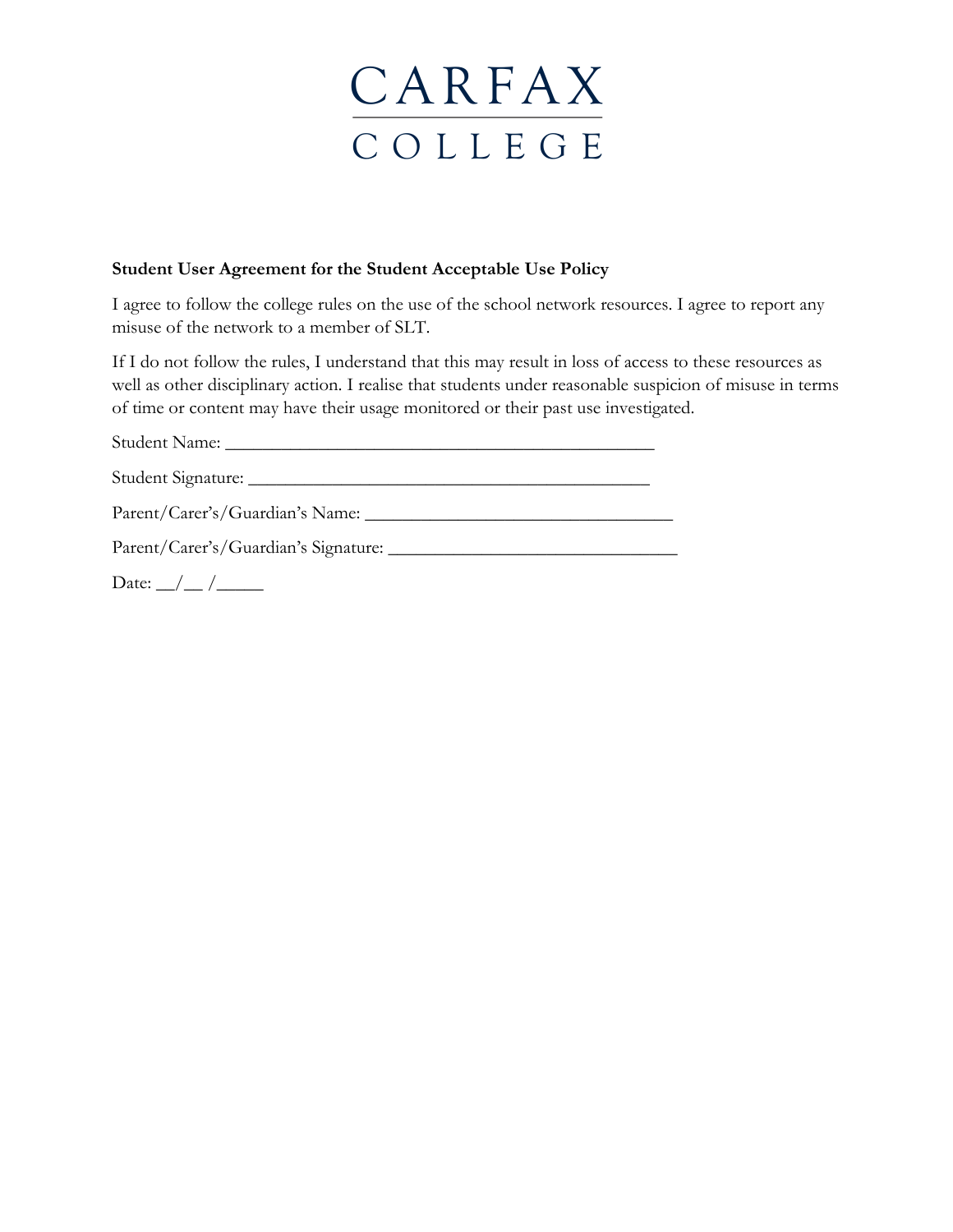CARFAX

COLLEGE

**Student User Agreement for the Student Acceptable Use Policy**

I agree to follow the college rules on the use of the school network resources. I agree to report any misuse of the network to a member of SLT.

If I do not follow the rules, I understand that this may result in loss of access to these resources as well as other disciplinary action. I realise that students under reasonable suspicion of misuse in terms of time or content may have their usage monitored or their past use investigated.

Student Name: ____________________________________________

Student Signature: ________________________________________

Parent/Carer's/Guardian's Name: ______________________________

Parent/Carer's/Guardian's Signature: ____________________________

Date: __/__ /_____